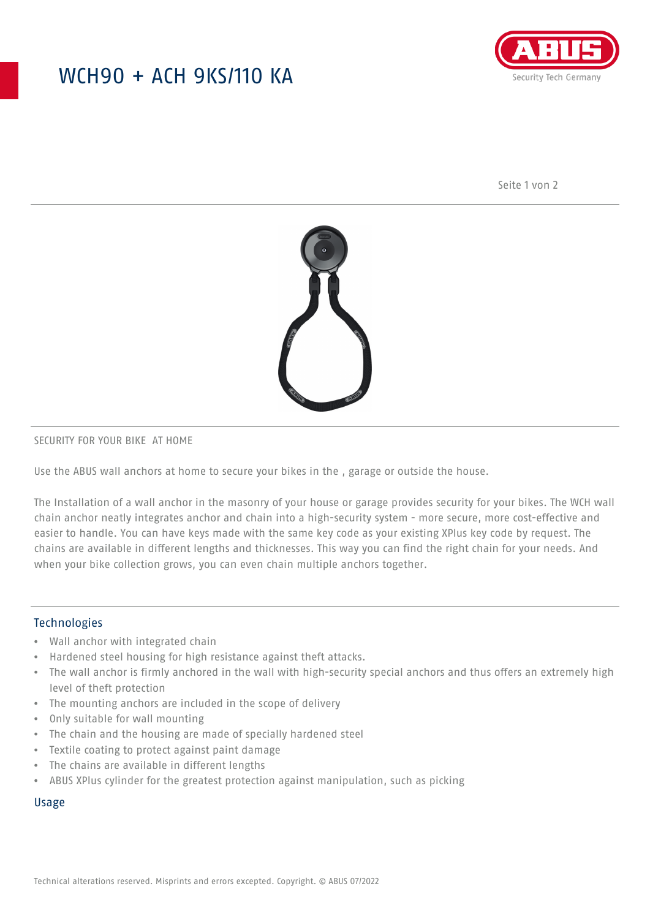# WCH90 + ACH 9KS/110 KA

SECURITY FOR YOUR BIKE AT HOME

Use the ABUS wall anchors at home to secure your bikes in the , garage or outside the house.

The Installation of a wall anchor in the masonry of your house or garage provides security for your bikes. The WCH wall chain anchor neatly integrates anchor and chain into a high-security system - more secure, more cost-effective and easier to handle. You can have keys made with the same key code as your existing XPlus key code by request. The chains are available in different lengths and thicknesses. This way you can find the right chain for your needs. And when your bike collection grows, you can even chain multiple anchors together.

## Technologies

- Wall anchor with integrated chain
- Hardened steel housing for high resistance against theft attacks.
- The wall anchor is firmly anchored in the wall with high-security special anchors and thus offers an extremely high level of theft protection
- The mounting anchors are included in the scope of delivery
- Only suitable for wall mounting
- The chain and the housing are made of specially hardened steel
- Textile coating to protect against paint damage
- The chains are available in different lengths
- ABUS XPlus cylinder for the greatest protection against manipulation, such as picking

## Usage

Technical alterations reserved. Misprints and errors excepted. Copyright. © ABUS 07/2022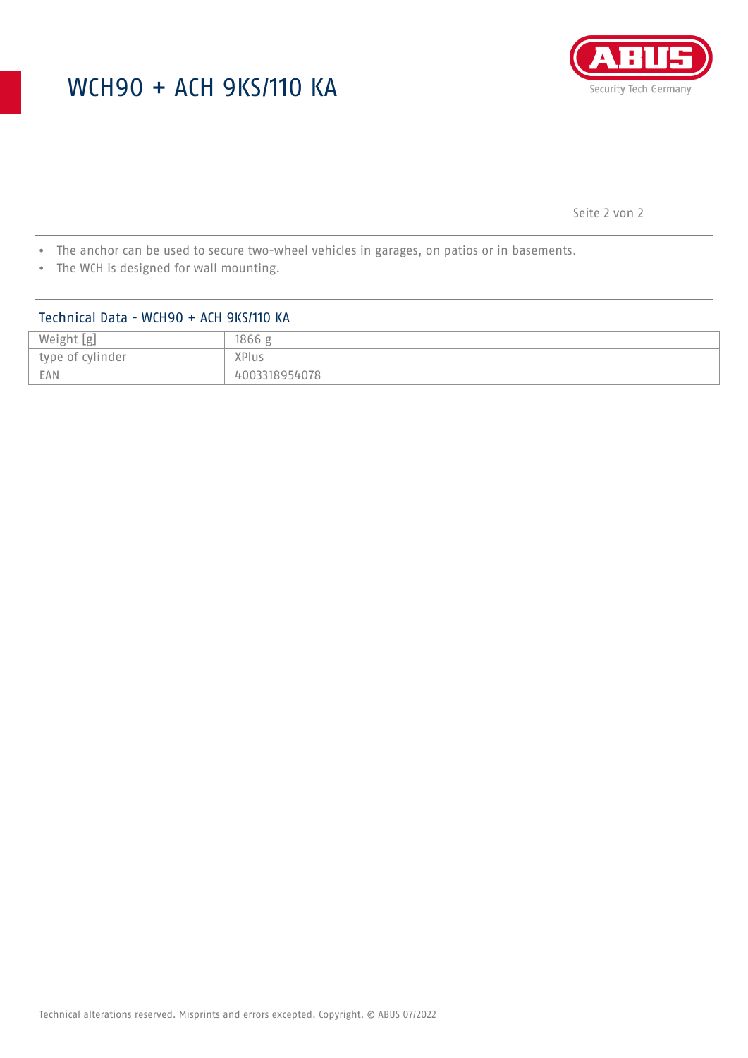# WCH90 + ACH 9KS/110 KA

- The anchor can be used to secure two-wheel vehicles in garages, on patios or in basements.
- The WCH is designed for wall mounting.

## Technical Data - WCH90 + ACH 9KS/110 KA

| | |
|---|---|
| Weight [g] | 1866 g |
| type of cylinder | XPlus |
| EAN | 4003318954078 |

Technical alterations reserved. Misprints and errors excepted. Copyright. © ABUS 07/2022